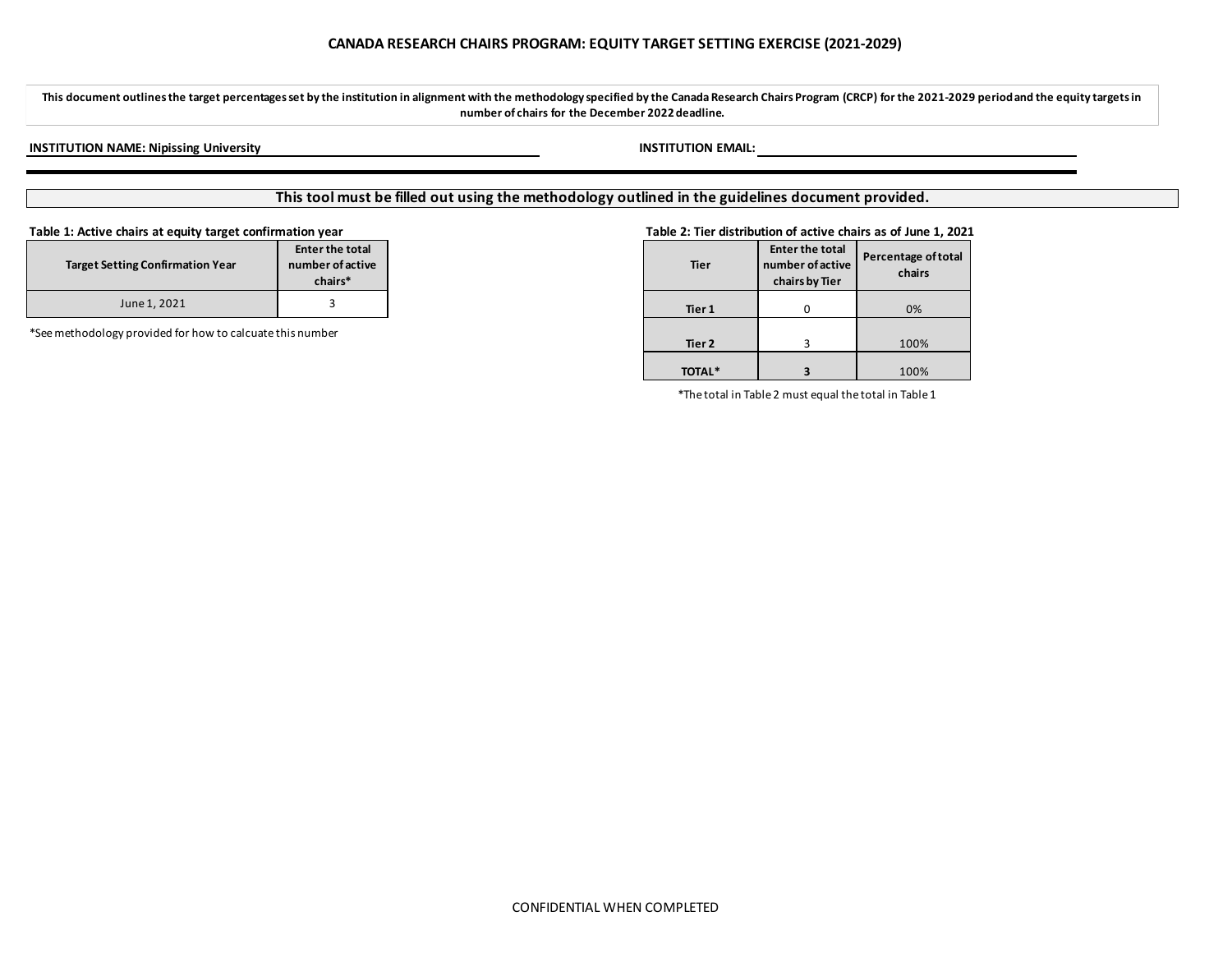# CANADA RESEARCH CHAIRS PROGRAM: EQUITY TARGET SETTING EXERCISE (2021-2029)

**This document outlines the target percentages set by the institution in alignment with the methodology specified by the Canada Research Chairs Program (CRCP) for the 2021-2029 period and the equity targets in number of chairs for the December 2022 deadline.**

**INSTITUTION NAME: Nipissing University**

**INSTITUTION EMAIL:**

**This tool must be filled out using the methodology outlined in the guidelines document provided.**

**Table 1: Active chairs at equity target confirmation year**

| Target Setting Confirmation Year | Enter the total number of active chairs* |
|---|---|
| June 1, 2021 | 3 |

*See methodology provided for how to calcuate this number

**Table 2: Tier distribution of active chairs as of June 1, 2021**

| Tier | Enter the total number of active chairs by Tier | Percentage of total chairs |
|---|---|---|
| **Tier 1** | 0 | 0% |
| **Tier 2** | 3 | 100% |
| **TOTAL*** | **3** | 100% |

*The total in Table 2 must equal the total in Table 1

CONFIDENTIAL WHEN COMPLETED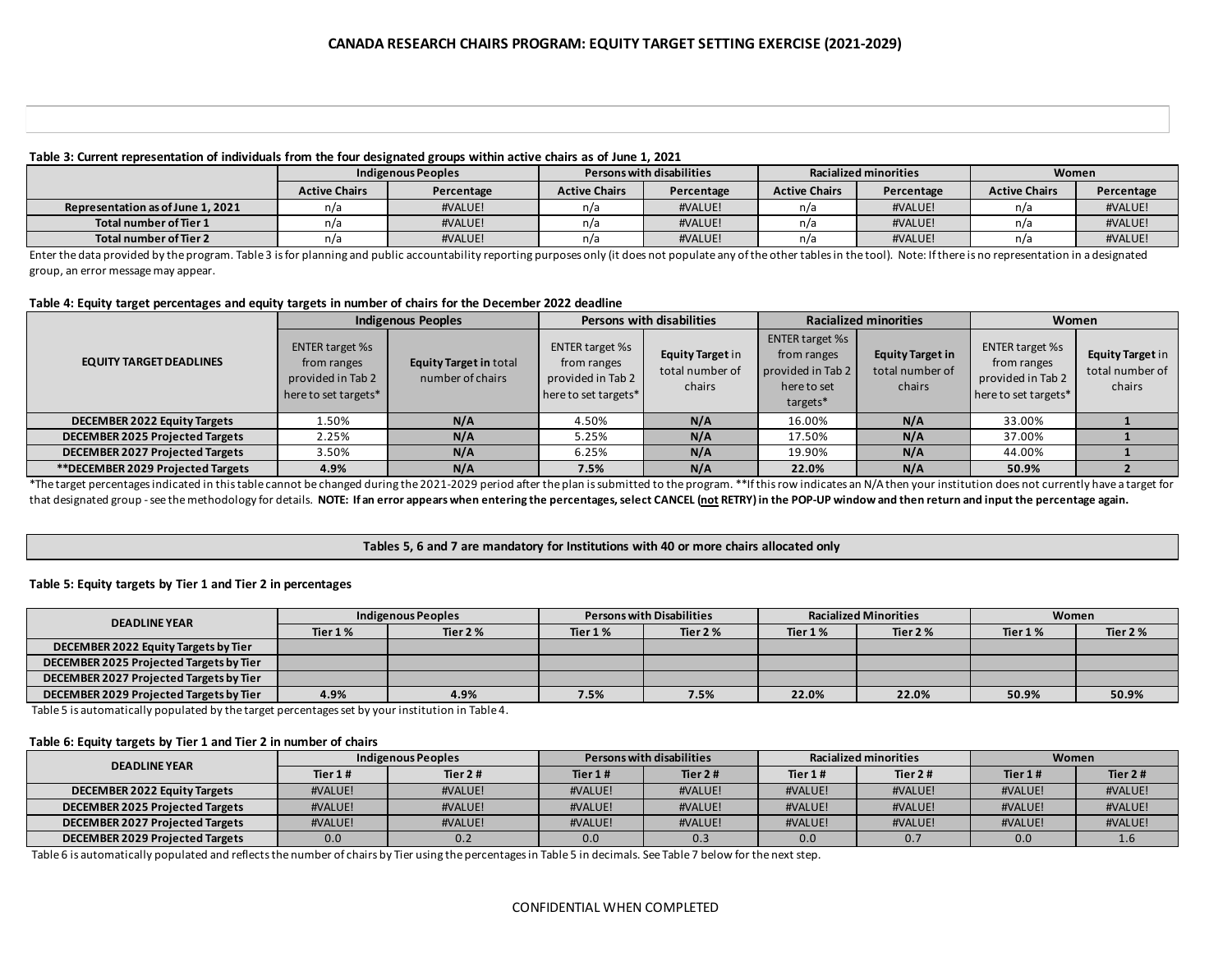## CANADA RESEARCH CHAIRS PROGRAM: EQUITY TARGET SETTING EXERCISE (2021-2029)

**Table 3: Current representation of individuals from the four designated groups within active chairs as of June 1, 2021**

| | Indigenous Peoples | | Persons with disabilities | | Racialized minorities | | Women | |
|---|---|---|---|---|---|---|---|---|
| | Active Chairs | Percentage | Active Chairs | Percentage | Active Chairs | Percentage | Active Chairs | Percentage |
| Representation as of June 1, 2021 | n/a | #VALUE! | n/a | #VALUE! | n/a | #VALUE! | n/a | #VALUE! |
| Total number of Tier 1 | n/a | #VALUE! | n/a | #VALUE! | n/a | #VALUE! | n/a | #VALUE! |
| Total number of Tier 2 | n/a | #VALUE! | n/a | #VALUE! | n/a | #VALUE! | n/a | #VALUE! |

Enter the data provided by the program. Table 3 is for planning and public accountability reporting purposes only (it does not populate any of the other tables in the tool). Note: If there is no representation in a designated group, an error message may appear.

**Table 4: Equity target percentages and equity targets in number of chairs for the December 2022 deadline**

| EQUITY TARGET DEADLINES | Indigenous Peoples | | Persons with disabilities | | Racialized minorities | | Women | |
|---|---|---|---|---|---|---|---|---|
| | ENTER target %s from ranges provided in Tab 2 here to set targets* | **Equity Target** in total number of chairs | ENTER target %s from ranges provided in Tab 2 here to set targets* | **Equity Target** in total number of chairs | ENTER target %s from ranges provided in Tab 2 here to set targets* | **Equity Target in** total number of chairs | ENTER target %s from ranges provided in Tab 2 here to set targets* | **Equity Target** in total number of chairs |
| DECEMBER 2022 Equity Targets | 1.50% | N/A | 4.50% | N/A | 16.00% | N/A | 33.00% | 1 |
| DECEMBER 2025 Projected Targets | 2.25% | N/A | 5.25% | N/A | 17.50% | N/A | 37.00% | 1 |
| DECEMBER 2027 Projected Targets | 3.50% | N/A | 6.25% | N/A | 19.90% | N/A | 44.00% | 1 |
| **DECEMBER 2029 Projected Targets | 4.9% | N/A | 7.5% | N/A | 22.0% | N/A | 50.9% | 2 |

*The target percentages indicated in this table cannot be changed during the 2021-2029 period after the plan is submitted to the program. **If this row indicates an N/A then your institution does not currently have a target for that designated group - see the methodology for details. **NOTE: If an error appears when entering the percentages, select CANCEL (not RETRY) in the POP-UP window and then return and input the percentage again.**

**Tables 5, 6 and 7 are mandatory for Institutions with 40 or more chairs allocated only**

**Table 5: Equity targets by Tier 1 and Tier 2 in percentages**

| DEADLINE YEAR | Indigenous Peoples | | Persons with Disabilities | | Racialized Minorities | | Women | |
|---|---|---|---|---|---|---|---|---|
| | Tier 1 % | Tier 2 % | Tier 1 % | Tier 2 % | Tier 1 % | Tier 2 % | Tier 1 % | Tier 2 % |
| DECEMBER 2022 Equity Targets by Tier | | | | | | | | |
| DECEMBER 2025 Projected Targets by Tier | | | | | | | | |
| DECEMBER 2027 Projected Targets by Tier | | | | | | | | |
| DECEMBER 2029 Projected Targets by Tier | 4.9% | 4.9% | 7.5% | 7.5% | 22.0% | 22.0% | 50.9% | 50.9% |

Table 5 is automatically populated by the target percentages set by your institution in Table 4.

**Table 6: Equity targets by Tier 1 and Tier 2 in number of chairs**

| DEADLINE YEAR | Indigenous Peoples | | Persons with disabilities | | Racialized minorities | | Women | |
|---|---|---|---|---|---|---|---|---|
| | Tier 1 # | Tier 2 # | Tier 1 # | Tier 2 # | Tier 1 # | Tier 2 # | Tier 1 # | Tier 2 # |
| DECEMBER 2022 Equity Targets | #VALUE! | #VALUE! | #VALUE! | #VALUE! | #VALUE! | #VALUE! | #VALUE! | #VALUE! |
| DECEMBER 2025 Projected Targets | #VALUE! | #VALUE! | #VALUE! | #VALUE! | #VALUE! | #VALUE! | #VALUE! | #VALUE! |
| DECEMBER 2027 Projected Targets | #VALUE! | #VALUE! | #VALUE! | #VALUE! | #VALUE! | #VALUE! | #VALUE! | #VALUE! |
| DECEMBER 2029 Projected Targets | 0.0 | 0.2 | 0.0 | 0.3 | 0.0 | 0.7 | 0.0 | 1.6 |

Table 6 is automatically populated and reflects the number of chairs by Tier using the percentages in Table 5 in decimals. See Table 7 below for the next step.

CONFIDENTIAL WHEN COMPLETED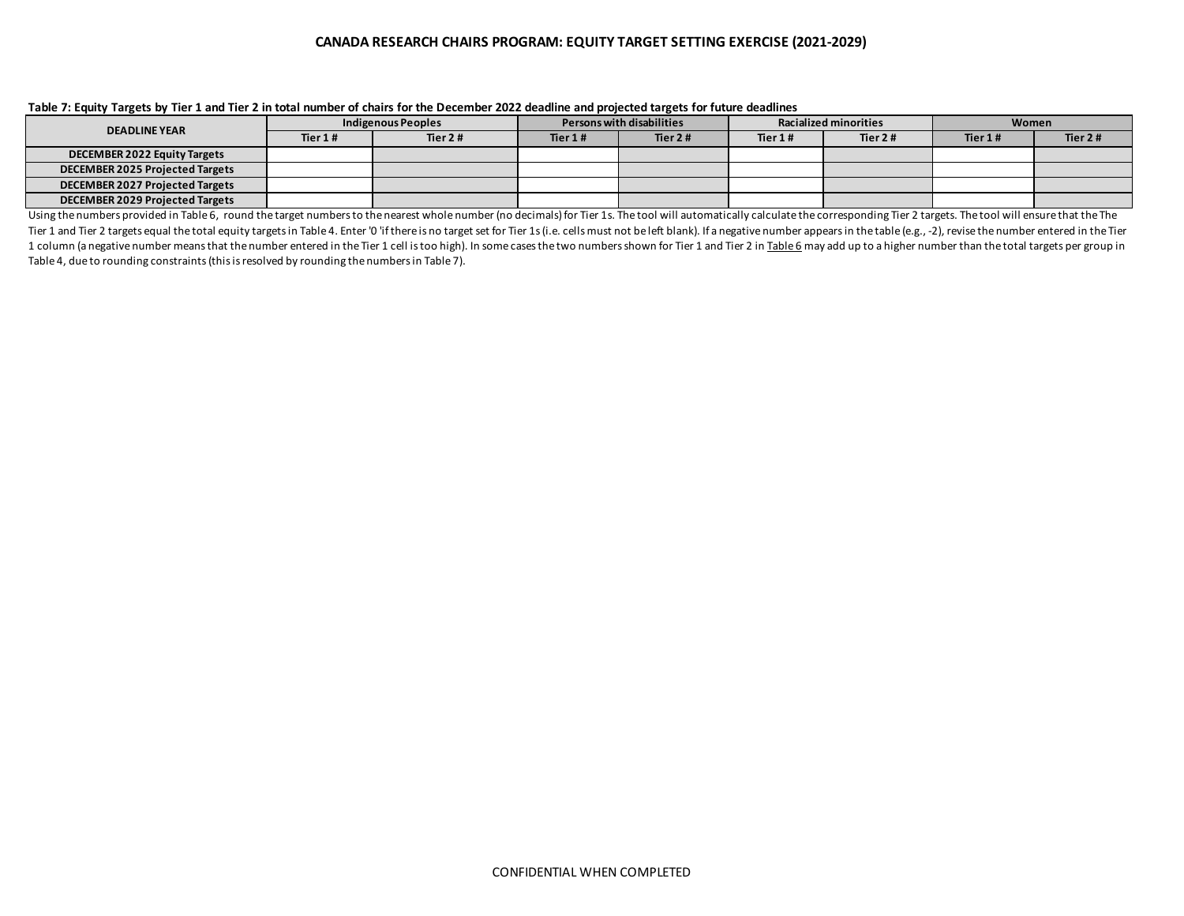**CANADA RESEARCH CHAIRS PROGRAM: EQUITY TARGET SETTING EXERCISE (2021-2029)**

**Table 7: Equity Targets by Tier 1 and Tier 2 in total number of chairs for the December 2022 deadline and projected targets for future deadlines**

| DEADLINE YEAR | Indigenous Peoples | | Persons with disabilities | | Racialized minorities | | Women | |
|---|---|---|---|---|---|---|---|---|
| | Tier 1 # | Tier 2 # | Tier 1 # | Tier 2 # | Tier 1 # | Tier 2 # | Tier 1 # | Tier 2 # |
| DECEMBER 2022 Equity Targets | | | | | | | | |
| DECEMBER 2025 Projected Targets | | | | | | | | |
| DECEMBER 2027 Projected Targets | | | | | | | | |
| DECEMBER 2029 Projected Targets | | | | | | | | |

Using the numbers provided in Table 6, round the target numbers to the nearest whole number (no decimals) for Tier 1s. The tool will automatically calculate the corresponding Tier 2 targets. The tool will ensure that the The Tier 1 and Tier 2 targets equal the total equity targets in Table 4. Enter '0 'if there is no target set for Tier 1s (i.e. cells must not be left blank). If a negative number appears in the table (e.g., -2), revise the number entered in the Tier 1 column (a negative number means that the number entered in the Tier 1 cell is too high). In some cases the two numbers shown for Tier 1 and Tier 2 in Table 6 may add up to a higher number than the total targets per group in Table 4, due to rounding constraints (this is resolved by rounding the numbers in Table 7).

CONFIDENTIAL WHEN COMPLETED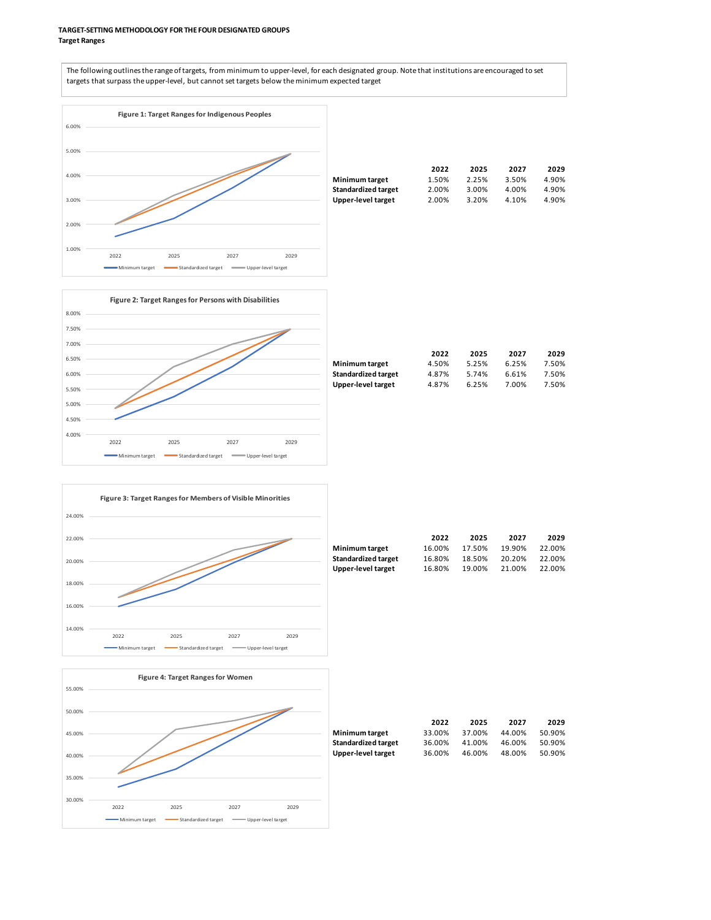**TARGET-SETTING METHODOLOGY FOR THE FOUR DESIGNATED GROUPS**

**Target Ranges**

The following outlines the range of targets, from minimum to upper-level, for each designated group. Note that institutions are encouraged to set targets that surpass the upper-level, but cannot set targets below the minimum expected target

**Figure 1: Target Ranges for Indigenous Peoples**

6.00%
5.00%
4.00%
3.00%
2.00%
1.00%
2022 2025 2027 2029
Minimum target Standardized target Upper-level target

| | 2022 | 2025 | 2027 | 2029 |
|---|---|---|---|---|
| **Minimum target** | 1.50% | 2.25% | 3.50% | 4.90% |
| **Standardized target** | 2.00% | 3.00% | 4.00% | 4.90% |
| **Upper-level target** | 2.00% | 3.20% | 4.10% | 4.90% |

**Figure 2: Target Ranges for Persons with Disabilities**

8.00%
7.50%
7.00%
6.50%
6.00%
5.50%
5.00%
4.50%
4.00%
2022 2025 2027 2029
Minimum target Standardized target Upper-level target

| | 2022 | 2025 | 2027 | 2029 |
|---|---|---|---|---|
| **Minimum target** | 4.50% | 5.25% | 6.25% | 7.50% |
| **Standardized target** | 4.87% | 5.74% | 6.61% | 7.50% |
| **Upper-level target** | 4.87% | 6.25% | 7.00% | 7.50% |

**Figure 3: Target Ranges for Members of Visible Minorities**

24.00%
22.00%
20.00%
18.00%
16.00%
14.00%
2022 2025 2027 2029
Minimum target Standardized target Upper-level target

| | 2022 | 2025 | 2027 | 2029 |
|---|---|---|---|---|
| **Minimum target** | 16.00% | 17.50% | 19.90% | 22.00% |
| **Standardized target** | 16.80% | 18.50% | 20.20% | 22.00% |
| **Upper-level target** | 16.80% | 19.00% | 21.00% | 22.00% |

**Figure 4: Target Ranges for Women**

55.00%
50.00%
45.00%
40.00%
35.00%
30.00%
2022 2025 2027 2029
Minimum target Standardized target Upper-level target

| | 2022 | 2025 | 2027 | 2029 |
|---|---|---|---|---|
| **Minimum target** | 33.00% | 37.00% | 44.00% | 50.90% |
| **Standardized target** | 36.00% | 41.00% | 46.00% | 50.90% |
| **Upper-level target** | 36.00% | 46.00% | 48.00% | 50.90% |